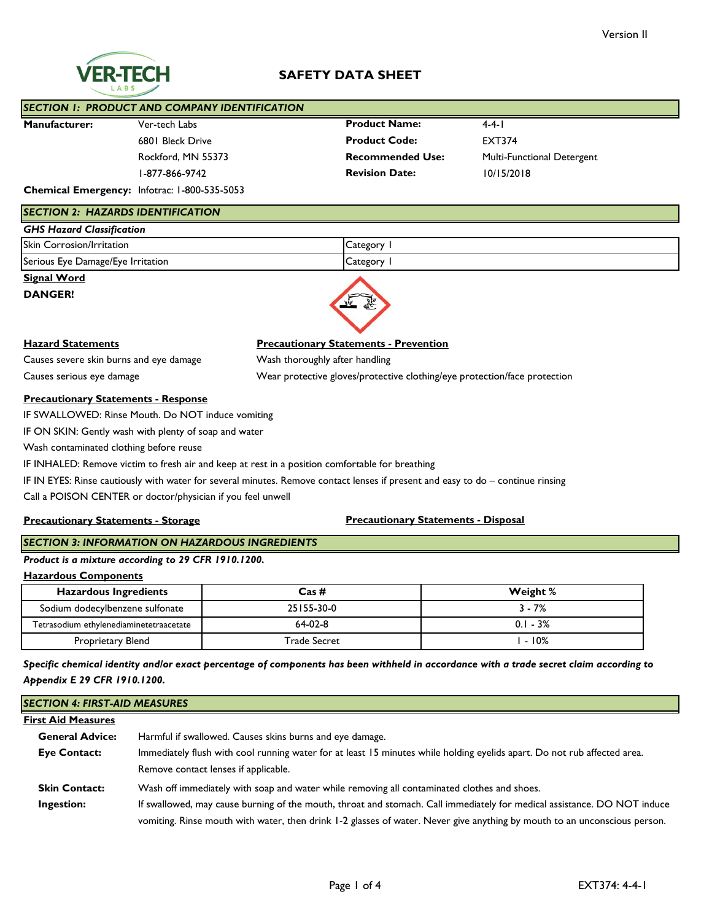Version II

# SAFETY DATA SHEET

## SECTION 1: PRODUCT AND COMPANY IDENTIFICATION

| | | | |
|---|---|---|---|
| **Manufacturer:** | Ver-tech Labs | **Product Name:** | 4-4-1 |
| | 6801 Bleck Drive | **Product Code:** | EXT374 |
| | Rockford, MN 55373 | **Recommended Use:** | Multi-Functional Detergent |
| | 1-877-866-9742 | **Revision Date:** | 10/15/2018 |

**Chemical Emergency:** Infotrac: 1-800-535-5053

## SECTION 2: HAZARDS IDENTIFICATION

***GHS Hazard Classification***

| | |
|---|---|
| Skin Corrosion/Irritation | Category 1 |
| Serious Eye Damage/Eye Irritation | Category 1 |

**Signal Word**

**DANGER!**

**Hazard Statements**

Causes severe skin burns and eye damage

Causes serious eye damage

**Precautionary Statements - Prevention**

Wash thoroughly after handling

Wear protective gloves/protective clothing/eye protection/face protection

**Precautionary Statements - Response**

IF SWALLOWED: Rinse Mouth. Do NOT induce vomiting

IF ON SKIN: Gently wash with plenty of soap and water

Wash contaminated clothing before reuse

IF INHALED: Remove victim to fresh air and keep at rest in a position comfortable for breathing

IF IN EYES: Rinse cautiously with water for several minutes. Remove contact lenses if present and easy to do – continue rinsing

Call a POISON CENTER or doctor/physician if you feel unwell

**Precautionary Statements - Storage**

**Precautionary Statements - Disposal**

## SECTION 3: INFORMATION ON HAZARDOUS INGREDIENTS

***Product is a mixture according to 29 CFR 1910.1200.***

**Hazardous Components**

| Hazardous Ingredients | Cas # | Weight % |
|---|---|---|
| Sodium dodecylbenzene sulfonate | 25155-30-0 | 3 - 7% |
| Tetrasodium ethylenediaminetetraacetate | 64-02-8 | 0.1 - 3% |
| Proprietary Blend | Trade Secret | 1 - 10% |

***Specific chemical identity and/or exact percentage of components has been withheld in accordance with a trade secret claim according to Appendix E 29 CFR 1910.1200.***

## SECTION 4: FIRST-AID MEASURES

**First Aid Measures**

**General Advice:** Harmful if swallowed. Causes skins burns and eye damage.

**Eye Contact:** Immediately flush with cool running water for at least 15 minutes while holding eyelids apart. Do not rub affected area. Remove contact lenses if applicable.

**Skin Contact:** Wash off immediately with soap and water while removing all contaminated clothes and shoes.

**Ingestion:** If swallowed, may cause burning of the mouth, throat and stomach. Call immediately for medical assistance. DO NOT induce vomiting. Rinse mouth with water, then drink 1-2 glasses of water. Never give anything by mouth to an unconscious person.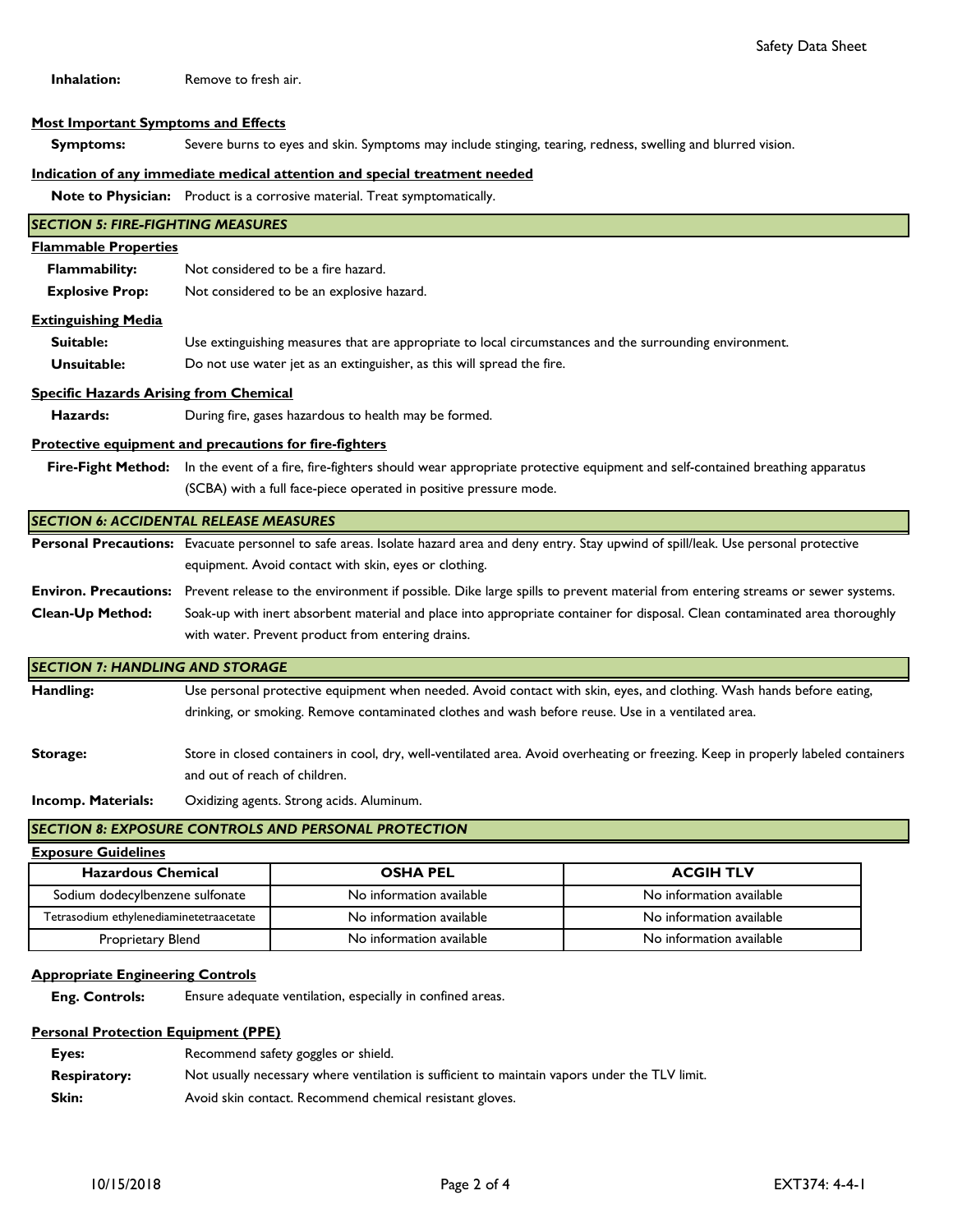**Inhalation:** Remove to fresh air.

**Most Important Symptoms and Effects**

**Symptoms:** Severe burns to eyes and skin. Symptoms may include stinging, tearing, redness, swelling and blurred vision.

**Indication of any immediate medical attention and special treatment needed**

**Note to Physician:** Product is a corrosive material. Treat symptomatically.

## *SECTION 5: FIRE-FIGHTING MEASURES*

**Flammable Properties**

**Flammability:** Not considered to be a fire hazard.

**Explosive Prop:** Not considered to be an explosive hazard.

**Extinguishing Media**

**Suitable:** Use extinguishing measures that are appropriate to local circumstances and the surrounding environment.

**Unsuitable:** Do not use water jet as an extinguisher, as this will spread the fire.

**Specific Hazards Arising from Chemical**

**Hazards:** During fire, gases hazardous to health may be formed.

**Protective equipment and precautions for fire-fighters**

**Fire-Fight Method:** In the event of a fire, fire-fighters should wear appropriate protective equipment and self-contained breathing apparatus (SCBA) with a full face-piece operated in positive pressure mode.

## *SECTION 6: ACCIDENTAL RELEASE MEASURES*

**Personal Precautions:** Evacuate personnel to safe areas. Isolate hazard area and deny entry. Stay upwind of spill/leak. Use personal protective equipment. Avoid contact with skin, eyes or clothing.

**Environ. Precautions:** Prevent release to the environment if possible. Dike large spills to prevent material from entering streams or sewer systems.

**Clean-Up Method:** Soak-up with inert absorbent material and place into appropriate container for disposal. Clean contaminated area thoroughly with water. Prevent product from entering drains.

## *SECTION 7: HANDLING AND STORAGE*

**Handling:** Use personal protective equipment when needed. Avoid contact with skin, eyes, and clothing. Wash hands before eating, drinking, or smoking. Remove contaminated clothes and wash before reuse. Use in a ventilated area.

**Storage:** Store in closed containers in cool, dry, well-ventilated area. Avoid overheating or freezing. Keep in properly labeled containers and out of reach of children.

**Incomp. Materials:** Oxidizing agents. Strong acids. Aluminum.

## *SECTION 8: EXPOSURE CONTROLS AND PERSONAL PROTECTION*

**Exposure Guidelines**

| Hazardous Chemical | OSHA PEL | ACGIH TLV |
|---|---|---|
| Sodium dodecylbenzene sulfonate | No information available | No information available |
| Tetrasodium ethylenediaminetetraacetate | No information available | No information available |
| Proprietary Blend | No information available | No information available |

**Appropriate Engineering Controls**

**Eng. Controls:** Ensure adequate ventilation, especially in confined areas.

**Personal Protection Equipment (PPE)**

**Eyes:** Recommend safety goggles or shield.

**Respiratory:** Not usually necessary where ventilation is sufficient to maintain vapors under the TLV limit.

**Skin:** Avoid skin contact. Recommend chemical resistant gloves.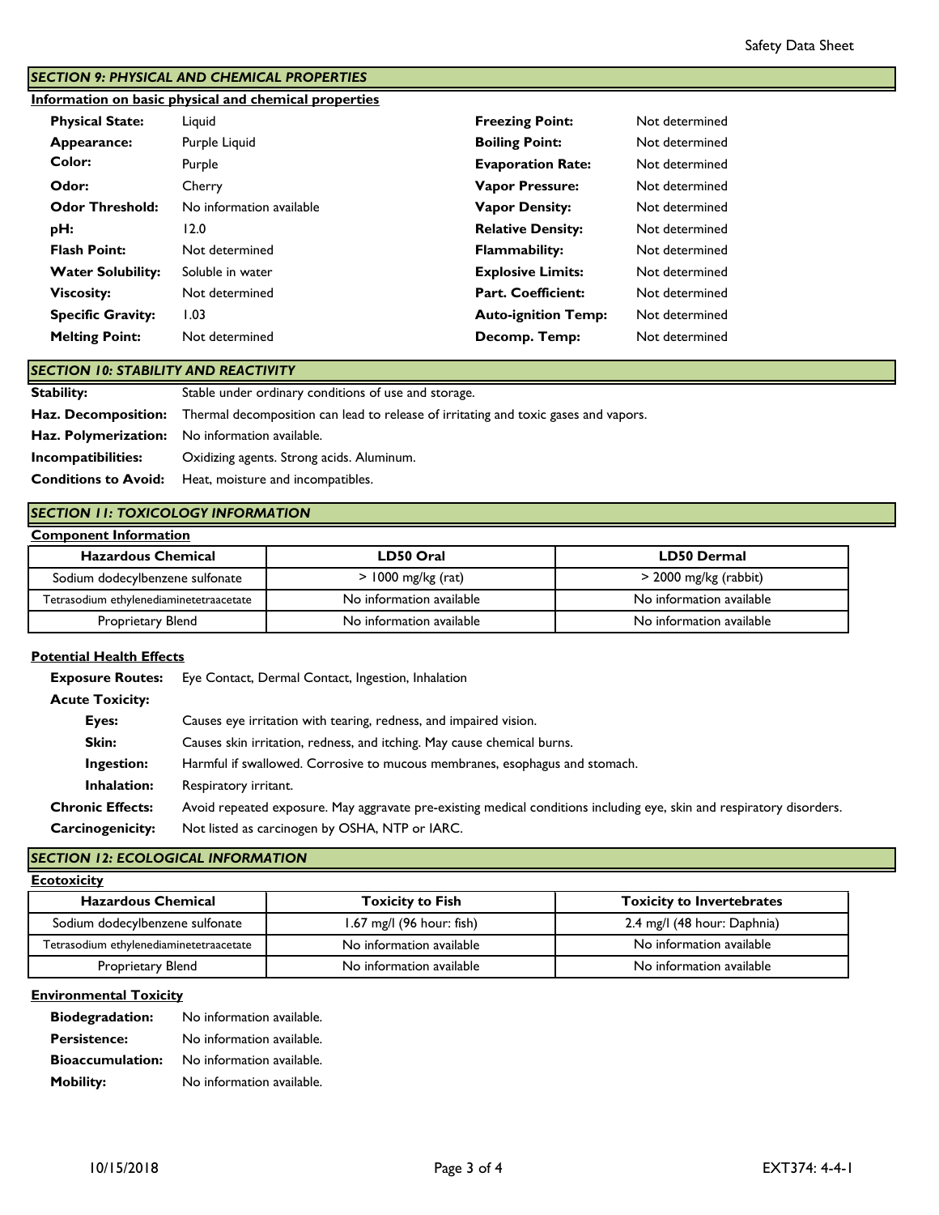## SECTION 9: PHYSICAL AND CHEMICAL PROPERTIES

**Information on basic physical and chemical properties**

| | | | |
|---|---|---|---|
| **Physical State:** | Liquid | **Freezing Point:** | Not determined |
| **Appearance:** | Purple Liquid | **Boiling Point:** | Not determined |
| **Color:** | Purple | **Evaporation Rate:** | Not determined |
| **Odor:** | Cherry | **Vapor Pressure:** | Not determined |
| **Odor Threshold:** | No information available | **Vapor Density:** | Not determined |
| **pH:** | 12.0 | **Relative Density:** | Not determined |
| **Flash Point:** | Not determined | **Flammability:** | Not determined |
| **Water Solubility:** | Soluble in water | **Explosive Limits:** | Not determined |
| **Viscosity:** | Not determined | **Part. Coefficient:** | Not determined |
| **Specific Gravity:** | 1.03 | **Auto-ignition Temp:** | Not determined |
| **Melting Point:** | Not determined | **Decomp. Temp:** | Not determined |

## SECTION 10: STABILITY AND REACTIVITY

**Stability:** Stable under ordinary conditions of use and storage.

**Haz. Decomposition:** Thermal decomposition can lead to release of irritating and toxic gases and vapors.

**Haz. Polymerization:** No information available.

**Incompatibilities:** Oxidizing agents. Strong acids. Aluminum.

**Conditions to Avoid:** Heat, moisture and incompatibles.

## SECTION 11: TOXICOLOGY INFORMATION

**Component Information**

| Hazardous Chemical | LD50 Oral | LD50 Dermal |
|---|---|---|
| Sodium dodecylbenzene sulfonate | > 1000 mg/kg (rat) | > 2000 mg/kg (rabbit) |
| Tetrasodium ethylenediaminetetraacetate | No information available | No information available |
| Proprietary Blend | No information available | No information available |

**Potential Health Effects**

**Exposure Routes:** Eye Contact, Dermal Contact, Ingestion, Inhalation

**Acute Toxicity:**

- **Eyes:** Causes eye irritation with tearing, redness, and impaired vision.
- **Skin:** Causes skin irritation, redness, and itching. May cause chemical burns.
- **Ingestion:** Harmful if swallowed. Corrosive to mucous membranes, esophagus and stomach.
- **Inhalation:** Respiratory irritant.

**Chronic Effects:** Avoid repeated exposure. May aggravate pre-existing medical conditions including eye, skin and respiratory disorders.

**Carcinogenicity:** Not listed as carcinogen by OSHA, NTP or IARC.

## SECTION 12: ECOLOGICAL INFORMATION

**Ecotoxicity**

| Hazardous Chemical | Toxicity to Fish | Toxicity to Invertebrates |
|---|---|---|
| Sodium dodecylbenzene sulfonate | 1.67 mg/l (96 hour: fish) | 2.4 mg/l (48 hour: Daphnia) |
| Tetrasodium ethylenediaminetetraacetate | No information available | No information available |
| Proprietary Blend | No information available | No information available |

**Environmental Toxicity**

**Biodegradation:** No information available.

**Persistence:** No information available.

**Bioaccumulation:** No information available.

**Mobility:** No information available.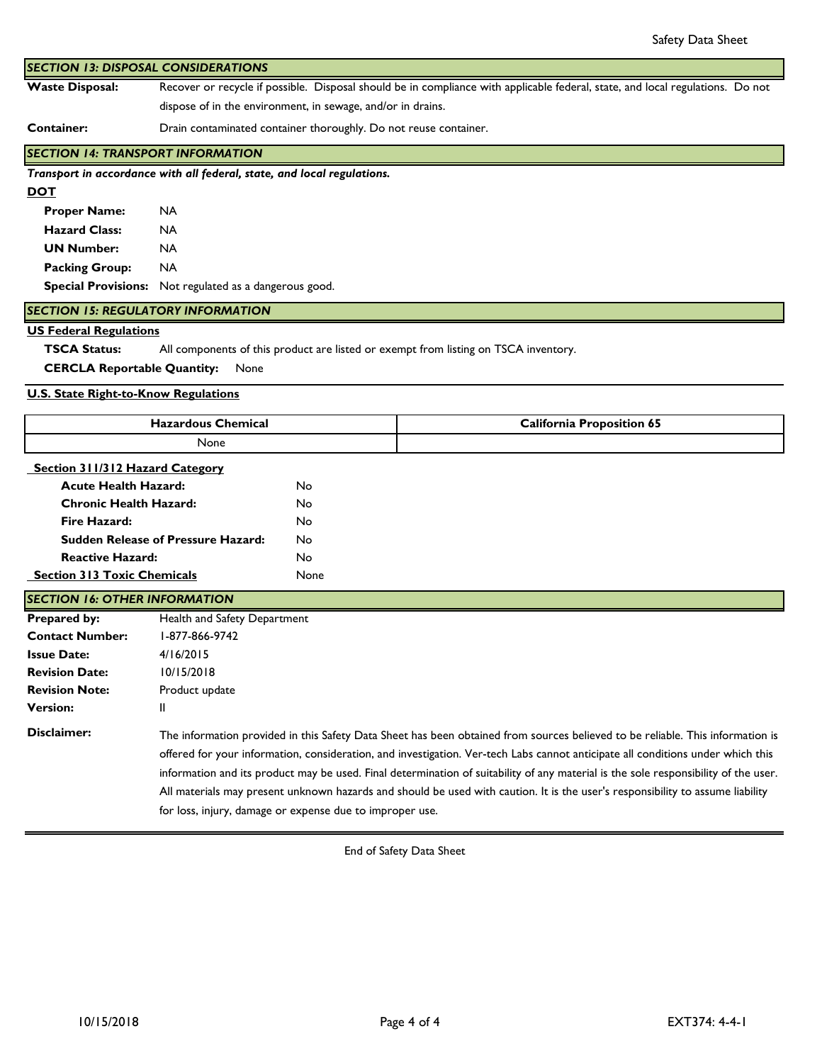## SECTION 13: DISPOSAL CONSIDERATIONS

**Waste Disposal:** Recover or recycle if possible. Disposal should be in compliance with applicable federal, state, and local regulations. Do not dispose of in the environment, in sewage, and/or in drains.

**Container:** Drain contaminated container thoroughly. Do not reuse container.

## SECTION 14: TRANSPORT INFORMATION

***Transport in accordance with all federal, state, and local regulations.***

**DOT**

**Proper Name:** NA

**Hazard Class:** NA

**UN Number:** NA

**Packing Group:** NA

**Special Provisions:** Not regulated as a dangerous good.

## SECTION 15: REGULATORY INFORMATION

**US Federal Regulations**

**TSCA Status:** All components of this product are listed or exempt from listing on TSCA inventory.

**CERCLA Reportable Quantity:** None

**U.S. State Right-to-Know Regulations**

| Hazardous Chemical | California Proposition 65 |
|---|---|
| None | |

**Section 311/312 Hazard Category**

**Acute Health Hazard:** No

**Chronic Health Hazard:** No

**Fire Hazard:** No

**Sudden Release of Pressure Hazard:** No

**Reactive Hazard:** No

**Section 313 Toxic Chemicals** None

## SECTION 16: OTHER INFORMATION

**Prepared by:** Health and Safety Department

**Contact Number:** 1-877-866-9742

**Issue Date:** 4/16/2015

**Revision Date:** 10/15/2018

**Revision Note:** Product update

**Version:** II

**Disclaimer:** The information provided in this Safety Data Sheet has been obtained from sources believed to be reliable. This information is offered for your information, consideration, and investigation. Ver-tech Labs cannot anticipate all conditions under which this information and its product may be used. Final determination of suitability of any material is the sole responsibility of the user. All materials may present unknown hazards and should be used with caution. It is the user's responsibility to assume liability for loss, injury, damage or expense due to improper use.

End of Safety Data Sheet